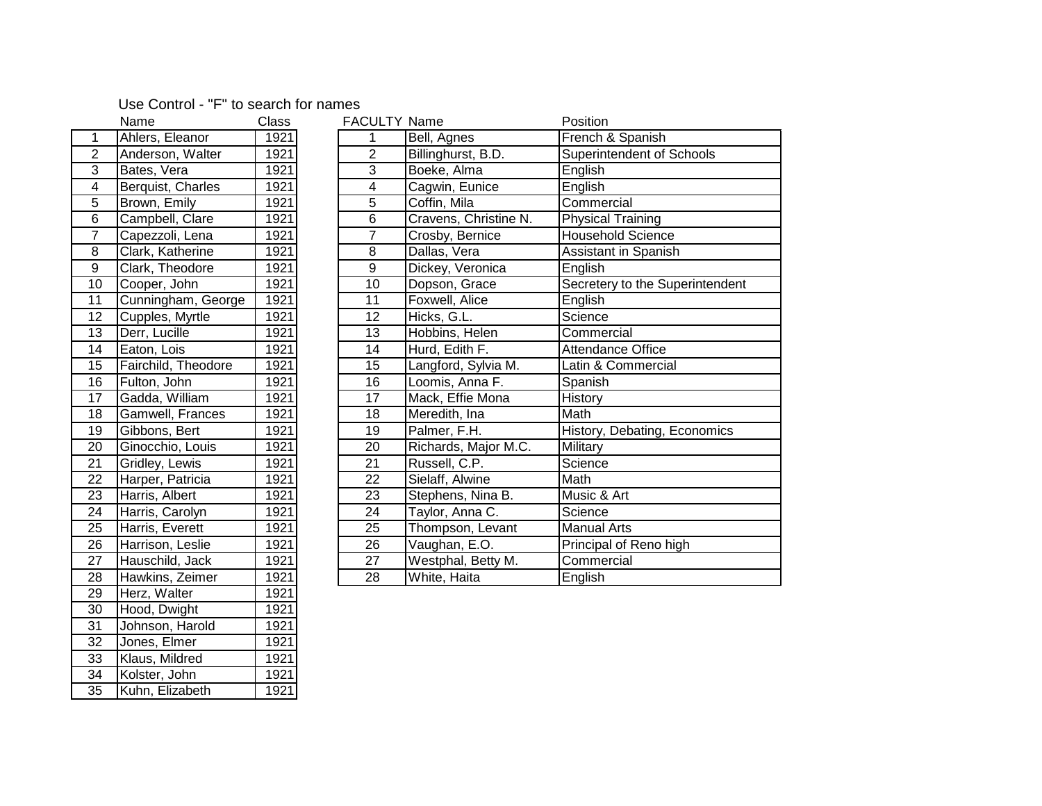Use Control - "F" to search for names

| | Name | Class |
|---|---|---|
| 1 | Ahlers, Eleanor | 1921 |
| 2 | Anderson, Walter | 1921 |
| 3 | Bates, Vera | 1921 |
| 4 | Berquist, Charles | 1921 |
| 5 | Brown, Emily | 1921 |
| 6 | Campbell, Clare | 1921 |
| 7 | Capezzoli, Lena | 1921 |
| 8 | Clark, Katherine | 1921 |
| 9 | Clark, Theodore | 1921 |
| 10 | Cooper, John | 1921 |
| 11 | Cunningham, George | 1921 |
| 12 | Cupples, Myrtle | 1921 |
| 13 | Derr, Lucille | 1921 |
| 14 | Eaton, Lois | 1921 |
| 15 | Fairchild, Theodore | 1921 |
| 16 | Fulton, John | 1921 |
| 17 | Gadda, William | 1921 |
| 18 | Gamwell, Frances | 1921 |
| 19 | Gibbons, Bert | 1921 |
| 20 | Ginocchio, Louis | 1921 |
| 21 | Gridley, Lewis | 1921 |
| 22 | Harper, Patricia | 1921 |
| 23 | Harris, Albert | 1921 |
| 24 | Harris, Carolyn | 1921 |
| 25 | Harris, Everett | 1921 |
| 26 | Harrison, Leslie | 1921 |
| 27 | Hauschild, Jack | 1921 |
| 28 | Hawkins, Zeimer | 1921 |
| 29 | Herz, Walter | 1921 |
| 30 | Hood, Dwight | 1921 |
| 31 | Johnson, Harold | 1921 |
| 32 | Jones, Elmer | 1921 |
| 33 | Klaus, Mildred | 1921 |
| 34 | Kolster, John | 1921 |
| 35 | Kuhn, Elizabeth | 1921 |

| FACULTY | Name | Position |
|---|---|---|
| 1 | Bell, Agnes | French & Spanish |
| 2 | Billinghurst, B.D. | Superintendent of Schools |
| 3 | Boeke, Alma | English |
| 4 | Cagwin, Eunice | English |
| 5 | Coffin, Mila | Commercial |
| 6 | Cravens, Christine N. | Physical Training |
| 7 | Crosby, Bernice | Household Science |
| 8 | Dallas, Vera | Assistant in Spanish |
| 9 | Dickey, Veronica | English |
| 10 | Dopson, Grace | Secretery to the Superintendent |
| 11 | Foxwell, Alice | English |
| 12 | Hicks, G.L. | Science |
| 13 | Hobbins, Helen | Commercial |
| 14 | Hurd, Edith F. | Attendance Office |
| 15 | Langford, Sylvia M. | Latin & Commercial |
| 16 | Loomis, Anna F. | Spanish |
| 17 | Mack, Effie Mona | History |
| 18 | Meredith, Ina | Math |
| 19 | Palmer, F.H. | History, Debating, Economics |
| 20 | Richards, Major M.C. | Military |
| 21 | Russell, C.P. | Science |
| 22 | Sielaff, Alwine | Math |
| 23 | Stephens, Nina B. | Music & Art |
| 24 | Taylor, Anna C. | Science |
| 25 | Thompson, Levant | Manual Arts |
| 26 | Vaughan, E.O. | Principal of Reno high |
| 27 | Westphal, Betty M. | Commercial |
| 28 | White, Haita | English |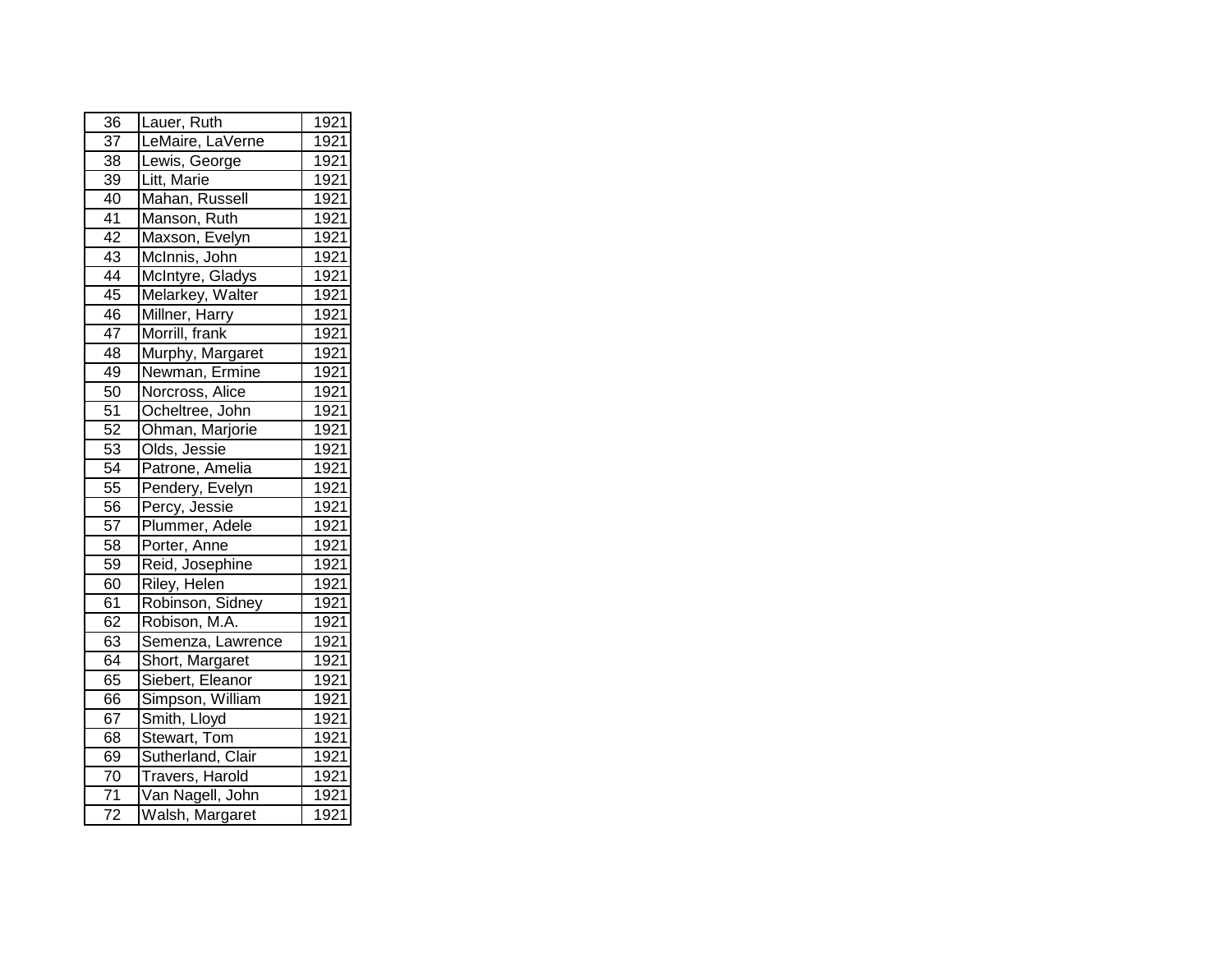| 36 | Lauer, Ruth | 1921 |
|---|---|---|
| 37 | LeMaire, LaVerne | 1921 |
| 38 | Lewis, George | 1921 |
| 39 | Litt, Marie | 1921 |
| 40 | Mahan, Russell | 1921 |
| 41 | Manson, Ruth | 1921 |
| 42 | Maxson, Evelyn | 1921 |
| 43 | McInnis, John | 1921 |
| 44 | McIntyre, Gladys | 1921 |
| 45 | Melarkey, Walter | 1921 |
| 46 | Millner, Harry | 1921 |
| 47 | Morrill, frank | 1921 |
| 48 | Murphy, Margaret | 1921 |
| 49 | Newman, Ermine | 1921 |
| 50 | Norcross, Alice | 1921 |
| 51 | Ocheltree, John | 1921 |
| 52 | Ohman, Marjorie | 1921 |
| 53 | Olds, Jessie | 1921 |
| 54 | Patrone, Amelia | 1921 |
| 55 | Pendery, Evelyn | 1921 |
| 56 | Percy, Jessie | 1921 |
| 57 | Plummer, Adele | 1921 |
| 58 | Porter, Anne | 1921 |
| 59 | Reid, Josephine | 1921 |
| 60 | Riley, Helen | 1921 |
| 61 | Robinson, Sidney | 1921 |
| 62 | Robison, M.A. | 1921 |
| 63 | Semenza, Lawrence | 1921 |
| 64 | Short, Margaret | 1921 |
| 65 | Siebert, Eleanor | 1921 |
| 66 | Simpson, William | 1921 |
| 67 | Smith, Lloyd | 1921 |
| 68 | Stewart, Tom | 1921 |
| 69 | Sutherland, Clair | 1921 |
| 70 | Travers, Harold | 1921 |
| 71 | Van Nagell, John | 1921 |
| 72 | Walsh, Margaret | 1921 |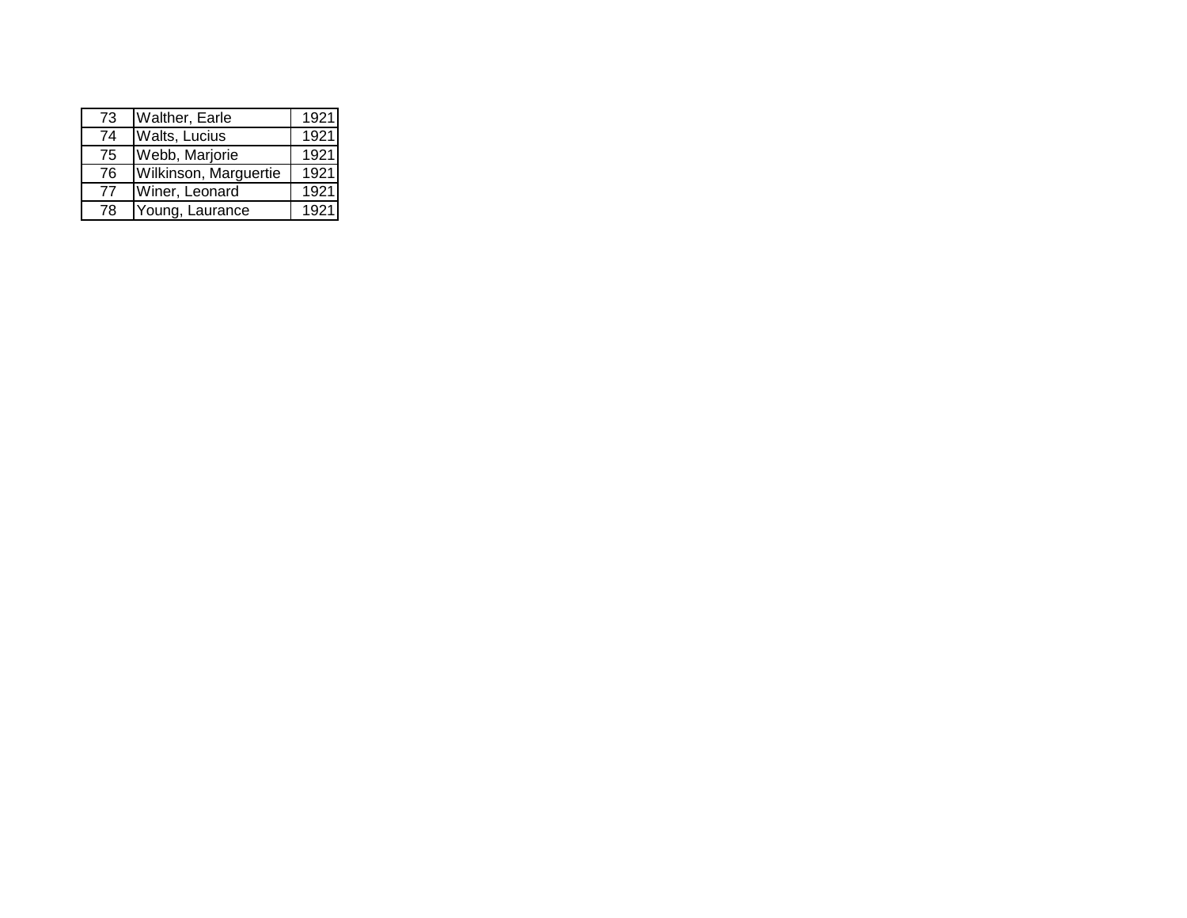| | | |
|---|---|---|
| 73 | Walther, Earle | 1921 |
| 74 | Walts, Lucius | 1921 |
| 75 | Webb, Marjorie | 1921 |
| 76 | Wilkinson, Marguertie | 1921 |
| 77 | Winer, Leonard | 1921 |
| 78 | Young, Laurance | 1921 |